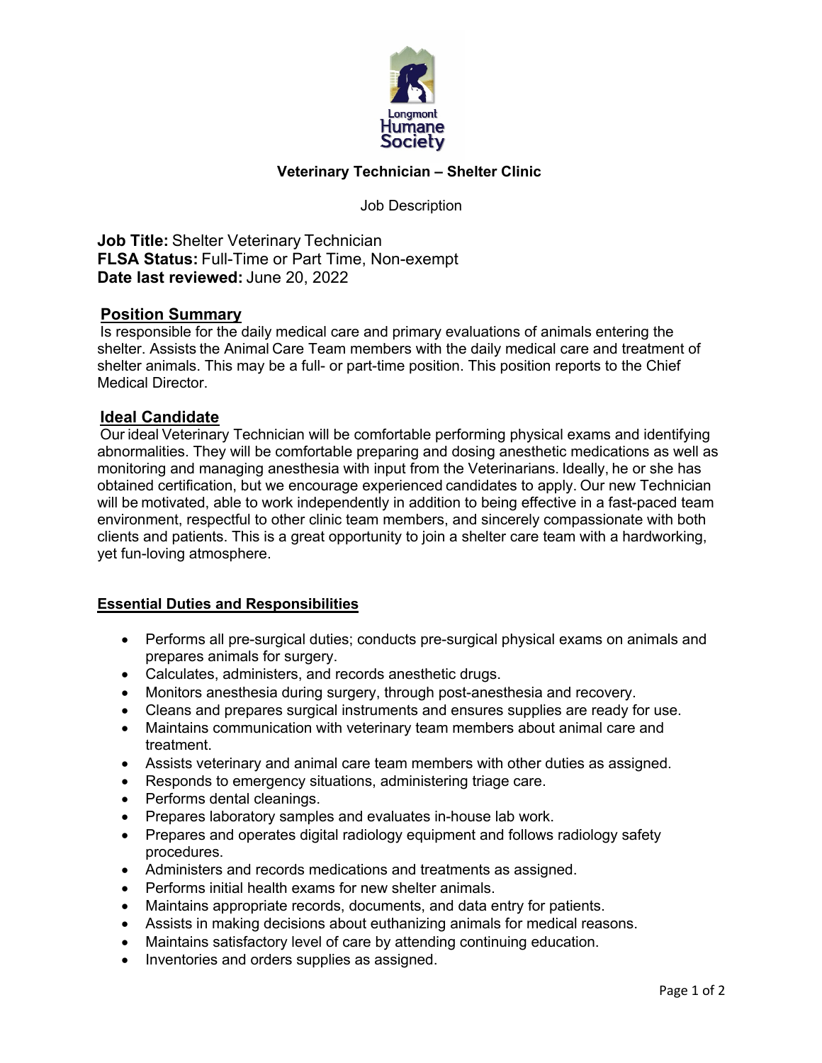Longmont Humane Society

# Veterinary Technician – Shelter Clinic

Job Description

**Job Title:** Shelter Veterinary Technician
**FLSA Status:** Full-Time or Part Time, Non-exempt
**Date last reviewed:** June 20, 2022

## Position Summary

Is responsible for the daily medical care and primary evaluations of animals entering the shelter. Assists the Animal Care Team members with the daily medical care and treatment of shelter animals. This may be a full- or part-time position. This position reports to the Chief Medical Director.

## Ideal Candidate

Our ideal Veterinary Technician will be comfortable performing physical exams and identifying abnormalities. They will be comfortable preparing and dosing anesthetic medications as well as monitoring and managing anesthesia with input from the Veterinarians. Ideally, he or she has obtained certification, but we encourage experienced candidates to apply. Our new Technician will be motivated, able to work independently in addition to being effective in a fast-paced team environment, respectful to other clinic team members, and sincerely compassionate with both clients and patients. This is a great opportunity to join a shelter care team with a hardworking, yet fun-loving atmosphere.

## Essential Duties and Responsibilities

- Performs all pre-surgical duties; conducts pre-surgical physical exams on animals and prepares animals for surgery.
- Calculates, administers, and records anesthetic drugs.
- Monitors anesthesia during surgery, through post-anesthesia and recovery.
- Cleans and prepares surgical instruments and ensures supplies are ready for use.
- Maintains communication with veterinary team members about animal care and treatment.
- Assists veterinary and animal care team members with other duties as assigned.
- Responds to emergency situations, administering triage care.
- Performs dental cleanings.
- Prepares laboratory samples and evaluates in-house lab work.
- Prepares and operates digital radiology equipment and follows radiology safety procedures.
- Administers and records medications and treatments as assigned.
- Performs initial health exams for new shelter animals.
- Maintains appropriate records, documents, and data entry for patients.
- Assists in making decisions about euthanizing animals for medical reasons.
- Maintains satisfactory level of care by attending continuing education.
- Inventories and orders supplies as assigned.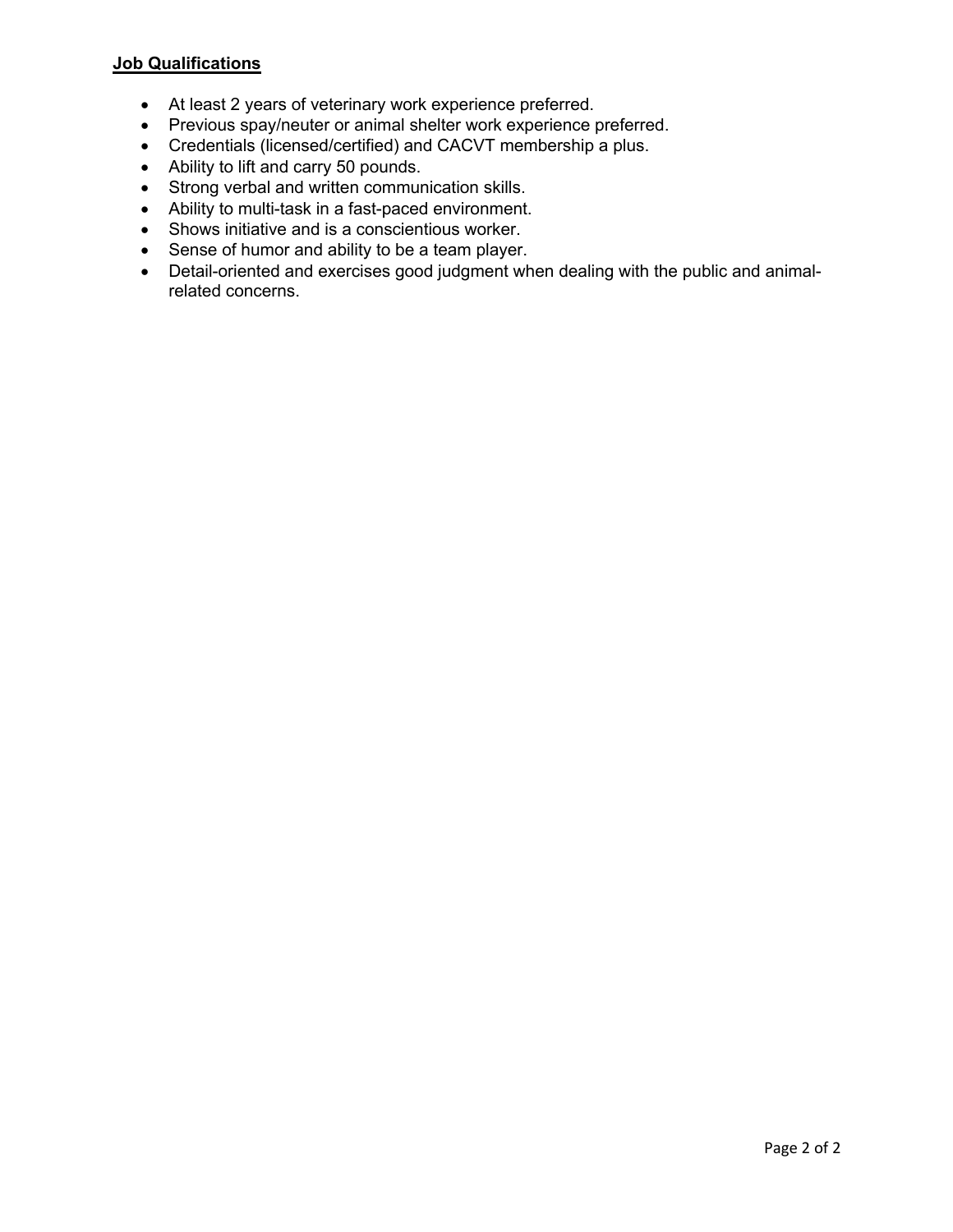**Job Qualifications**

- At least 2 years of veterinary work experience preferred.
- Previous spay/neuter or animal shelter work experience preferred.
- Credentials (licensed/certified) and CACVT membership a plus.
- Ability to lift and carry 50 pounds.
- Strong verbal and written communication skills.
- Ability to multi-task in a fast-paced environment.
- Shows initiative and is a conscientious worker.
- Sense of humor and ability to be a team player.
- Detail-oriented and exercises good judgment when dealing with the public and animal-related concerns.